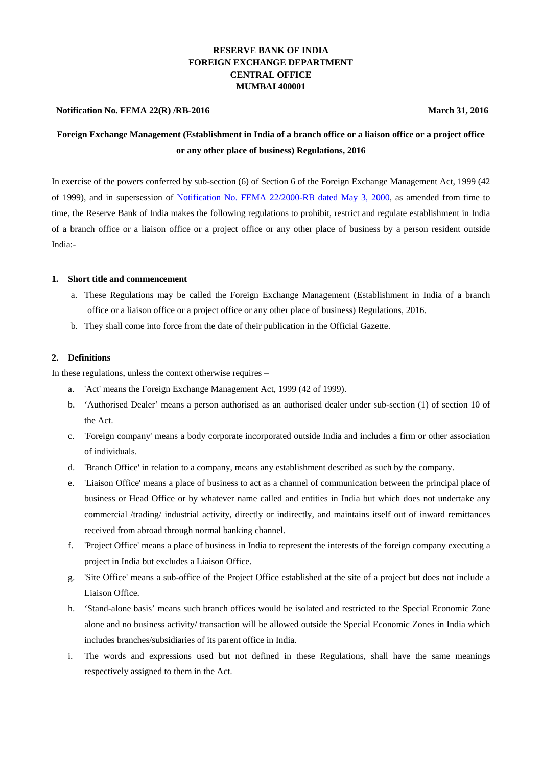**RESERVE BANK OF INDIA**
**FOREIGN EXCHANGE DEPARTMENT**
**CENTRAL OFFICE**
**MUMBAI 400001**

**Notification No. FEMA 22(R) /RB-2016** **March 31, 2016**

# Foreign Exchange Management (Establishment in India of a branch office or a liaison office or a project office or any other place of business) Regulations, 2016

In exercise of the powers conferred by sub-section (6) of Section 6 of the Foreign Exchange Management Act, 1999 (42 of 1999), and in supersession of Notification No. FEMA 22/2000-RB dated May 3, 2000, as amended from time to time, the Reserve Bank of India makes the following regulations to prohibit, restrict and regulate establishment in India of a branch office or a liaison office or a project office or any other place of business by a person resident outside India:-

## 1. Short title and commencement

a. These Regulations may be called the Foreign Exchange Management (Establishment in India of a branch office or a liaison office or a project office or any other place of business) Regulations, 2016.

b. They shall come into force from the date of their publication in the Official Gazette.

## 2. Definitions

In these regulations, unless the context otherwise requires –

a. 'Act' means the Foreign Exchange Management Act, 1999 (42 of 1999).

b. 'Authorised Dealer' means a person authorised as an authorised dealer under sub-section (1) of section 10 of the Act.

c. 'Foreign company' means a body corporate incorporated outside India and includes a firm or other association of individuals.

d. 'Branch Office' in relation to a company, means any establishment described as such by the company.

e. 'Liaison Office' means a place of business to act as a channel of communication between the principal place of business or Head Office or by whatever name called and entities in India but which does not undertake any commercial /trading/ industrial activity, directly or indirectly, and maintains itself out of inward remittances received from abroad through normal banking channel.

f. 'Project Office' means a place of business in India to represent the interests of the foreign company executing a project in India but excludes a Liaison Office.

g. 'Site Office' means a sub-office of the Project Office established at the site of a project but does not include a Liaison Office.

h. 'Stand-alone basis' means such branch offices would be isolated and restricted to the Special Economic Zone alone and no business activity/ transaction will be allowed outside the Special Economic Zones in India which includes branches/subsidiaries of its parent office in India.

i. The words and expressions used but not defined in these Regulations, shall have the same meanings respectively assigned to them in the Act.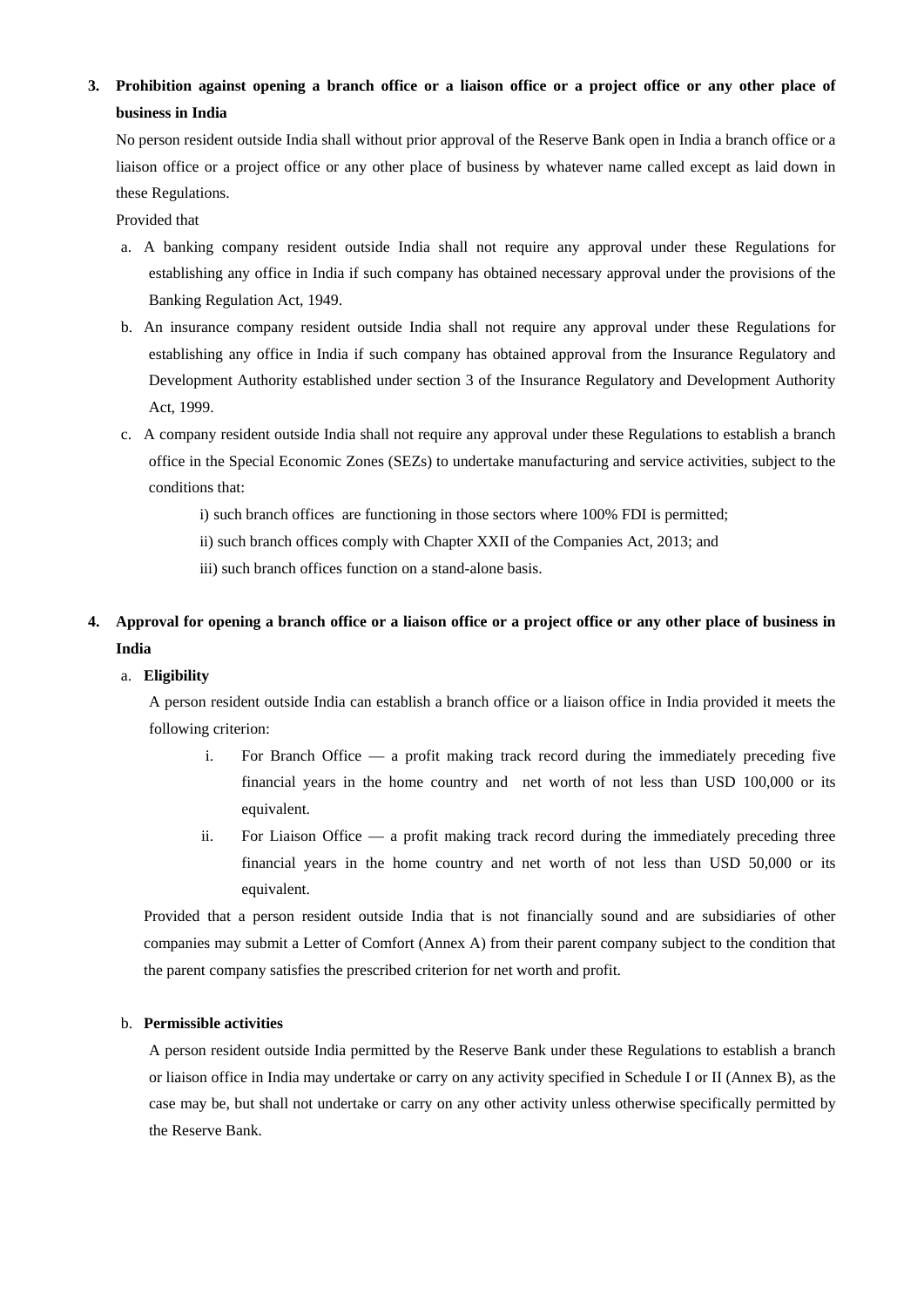**3. Prohibition against opening a branch office or a liaison office or a project office or any other place of business in India**

No person resident outside India shall without prior approval of the Reserve Bank open in India a branch office or a liaison office or a project office or any other place of business by whatever name called except as laid down in these Regulations.

Provided that

a. A banking company resident outside India shall not require any approval under these Regulations for establishing any office in India if such company has obtained necessary approval under the provisions of the Banking Regulation Act, 1949.

b. An insurance company resident outside India shall not require any approval under these Regulations for establishing any office in India if such company has obtained approval from the Insurance Regulatory and Development Authority established under section 3 of the Insurance Regulatory and Development Authority Act, 1999.

c. A company resident outside India shall not require any approval under these Regulations to establish a branch office in the Special Economic Zones (SEZs) to undertake manufacturing and service activities, subject to the conditions that:

i) such branch offices are functioning in those sectors where 100% FDI is permitted;

ii) such branch offices comply with Chapter XXII of the Companies Act, 2013; and

iii) such branch offices function on a stand-alone basis.

**4. Approval for opening a branch office or a liaison office or a project office or any other place of business in India**

a. **Eligibility**

A person resident outside India can establish a branch office or a liaison office in India provided it meets the following criterion:

i. For Branch Office — a profit making track record during the immediately preceding five financial years in the home country and net worth of not less than USD 100,000 or its equivalent.

ii. For Liaison Office — a profit making track record during the immediately preceding three financial years in the home country and net worth of not less than USD 50,000 or its equivalent.

Provided that a person resident outside India that is not financially sound and are subsidiaries of other companies may submit a Letter of Comfort (Annex A) from their parent company subject to the condition that the parent company satisfies the prescribed criterion for net worth and profit.

b. **Permissible activities**

A person resident outside India permitted by the Reserve Bank under these Regulations to establish a branch or liaison office in India may undertake or carry on any activity specified in Schedule I or II (Annex B), as the case may be, but shall not undertake or carry on any other activity unless otherwise specifically permitted by the Reserve Bank.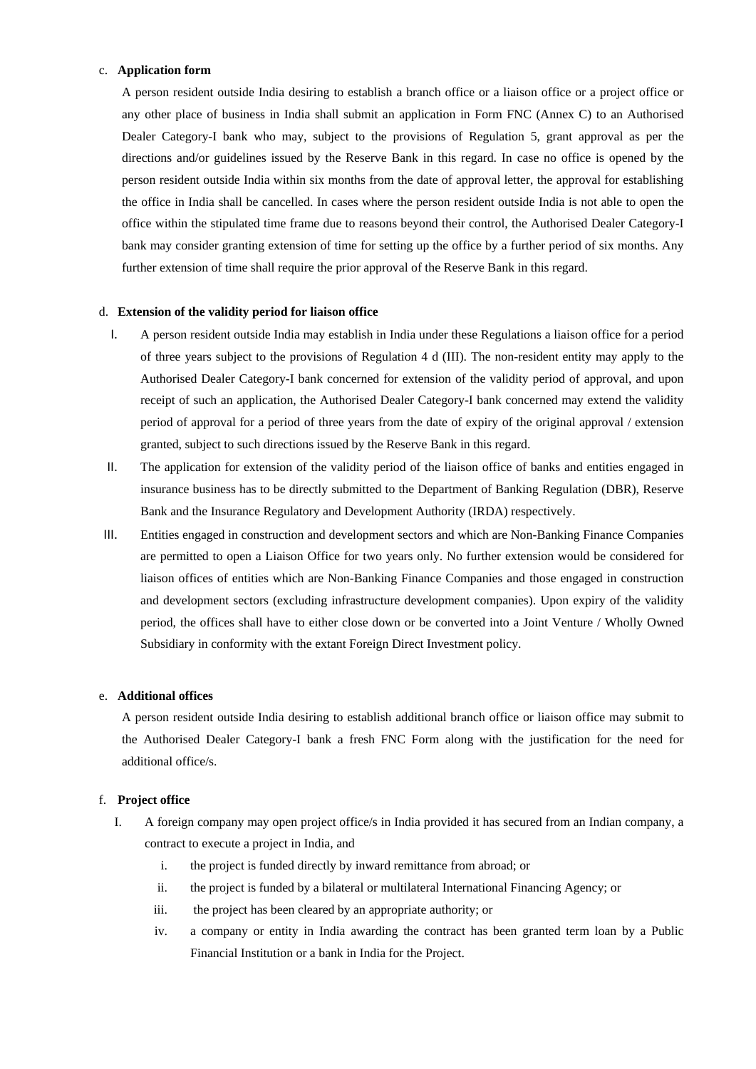c. **Application form**

A person resident outside India desiring to establish a branch office or a liaison office or a project office or any other place of business in India shall submit an application in Form FNC (Annex C) to an Authorised Dealer Category-I bank who may, subject to the provisions of Regulation 5, grant approval as per the directions and/or guidelines issued by the Reserve Bank in this regard. In case no office is opened by the person resident outside India within six months from the date of approval letter, the approval for establishing the office in India shall be cancelled. In cases where the person resident outside India is not able to open the office within the stipulated time frame due to reasons beyond their control, the Authorised Dealer Category-I bank may consider granting extension of time for setting up the office by a further period of six months. Any further extension of time shall require the prior approval of the Reserve Bank in this regard.

d. **Extension of the validity period for liaison office**

I. A person resident outside India may establish in India under these Regulations a liaison office for a period of three years subject to the provisions of Regulation 4 d (III). The non-resident entity may apply to the Authorised Dealer Category-I bank concerned for extension of the validity period of approval, and upon receipt of such an application, the Authorised Dealer Category-I bank concerned may extend the validity period of approval for a period of three years from the date of expiry of the original approval / extension granted, subject to such directions issued by the Reserve Bank in this regard.

II. The application for extension of the validity period of the liaison office of banks and entities engaged in insurance business has to be directly submitted to the Department of Banking Regulation (DBR), Reserve Bank and the Insurance Regulatory and Development Authority (IRDA) respectively.

III. Entities engaged in construction and development sectors and which are Non-Banking Finance Companies are permitted to open a Liaison Office for two years only. No further extension would be considered for liaison offices of entities which are Non-Banking Finance Companies and those engaged in construction and development sectors (excluding infrastructure development companies). Upon expiry of the validity period, the offices shall have to either close down or be converted into a Joint Venture / Wholly Owned Subsidiary in conformity with the extant Foreign Direct Investment policy.

e. **Additional offices**

A person resident outside India desiring to establish additional branch office or liaison office may submit to the Authorised Dealer Category-I bank a fresh FNC Form along with the justification for the need for additional office/s.

f. **Project office**

I. A foreign company may open project office/s in India provided it has secured from an Indian company, a contract to execute a project in India, and

   i. the project is funded directly by inward remittance from abroad; or

   ii. the project is funded by a bilateral or multilateral International Financing Agency; or

   iii. the project has been cleared by an appropriate authority; or

   iv. a company or entity in India awarding the contract has been granted term loan by a Public Financial Institution or a bank in India for the Project.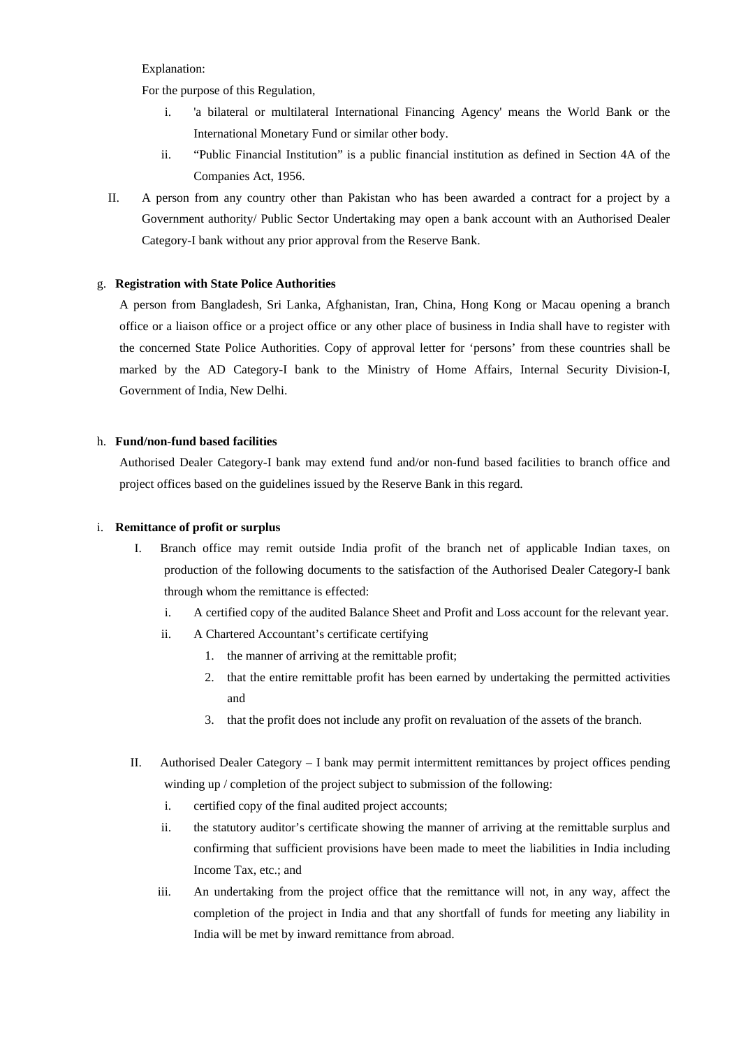Explanation:

For the purpose of this Regulation,

i. 'a bilateral or multilateral International Financing Agency' means the World Bank or the International Monetary Fund or similar other body.
ii. “Public Financial Institution” is a public financial institution as defined in Section 4A of the Companies Act, 1956.

II. A person from any country other than Pakistan who has been awarded a contract for a project by a Government authority/ Public Sector Undertaking may open a bank account with an Authorised Dealer Category-I bank without any prior approval from the Reserve Bank.

g. **Registration with State Police Authorities**

A person from Bangladesh, Sri Lanka, Afghanistan, Iran, China, Hong Kong or Macau opening a branch office or a liaison office or a project office or any other place of business in India shall have to register with the concerned State Police Authorities. Copy of approval letter for ‘persons’ from these countries shall be marked by the AD Category-I bank to the Ministry of Home Affairs, Internal Security Division-I, Government of India, New Delhi.

h. **Fund/non-fund based facilities**

Authorised Dealer Category-I bank may extend fund and/or non-fund based facilities to branch office and project offices based on the guidelines issued by the Reserve Bank in this regard.

i. **Remittance of profit or surplus**

I. Branch office may remit outside India profit of the branch net of applicable Indian taxes, on production of the following documents to the satisfaction of the Authorised Dealer Category-I bank through whom the remittance is effected:

   i. A certified copy of the audited Balance Sheet and Profit and Loss account for the relevant year.
   ii. A Chartered Accountant’s certificate certifying
      1. the manner of arriving at the remittable profit;
      2. that the entire remittable profit has been earned by undertaking the permitted activities and
      3. that the profit does not include any profit on revaluation of the assets of the branch.

II. Authorised Dealer Category – I bank may permit intermittent remittances by project offices pending winding up / completion of the project subject to submission of the following:

   i. certified copy of the final audited project accounts;
   ii. the statutory auditor’s certificate showing the manner of arriving at the remittable surplus and confirming that sufficient provisions have been made to meet the liabilities in India including Income Tax, etc.; and
   iii. An undertaking from the project office that the remittance will not, in any way, affect the completion of the project in India and that any shortfall of funds for meeting any liability in India will be met by inward remittance from abroad.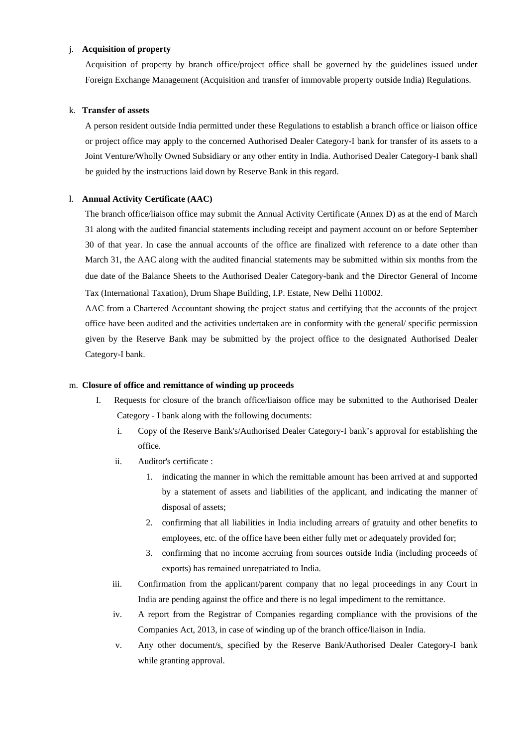j. **Acquisition of property**

Acquisition of property by branch office/project office shall be governed by the guidelines issued under Foreign Exchange Management (Acquisition and transfer of immovable property outside India) Regulations.

k. **Transfer of assets**

A person resident outside India permitted under these Regulations to establish a branch office or liaison office or project office may apply to the concerned Authorised Dealer Category-I bank for transfer of its assets to a Joint Venture/Wholly Owned Subsidiary or any other entity in India. Authorised Dealer Category-I bank shall be guided by the instructions laid down by Reserve Bank in this regard.

l. **Annual Activity Certificate (AAC)**

The branch office/liaison office may submit the Annual Activity Certificate (Annex D) as at the end of March 31 along with the audited financial statements including receipt and payment account on or before September 30 of that year. In case the annual accounts of the office are finalized with reference to a date other than March 31, the AAC along with the audited financial statements may be submitted within six months from the due date of the Balance Sheets to the Authorised Dealer Category-bank and the Director General of Income Tax (International Taxation), Drum Shape Building, I.P. Estate, New Delhi 110002.

AAC from a Chartered Accountant showing the project status and certifying that the accounts of the project office have been audited and the activities undertaken are in conformity with the general/ specific permission given by the Reserve Bank may be submitted by the project office to the designated Authorised Dealer Category-I bank.

m. **Closure of office and remittance of winding up proceeds**

I. Requests for closure of the branch office/liaison office may be submitted to the Authorised Dealer Category - I bank along with the following documents:

   i. Copy of the Reserve Bank's/Authorised Dealer Category-I bank's approval for establishing the office.

   ii. Auditor's certificate :

      1. indicating the manner in which the remittable amount has been arrived at and supported by a statement of assets and liabilities of the applicant, and indicating the manner of disposal of assets;
      2. confirming that all liabilities in India including arrears of gratuity and other benefits to employees, etc. of the office have been either fully met or adequately provided for;
      3. confirming that no income accruing from sources outside India (including proceeds of exports) has remained unrepatriated to India.

   iii. Confirmation from the applicant/parent company that no legal proceedings in any Court in India are pending against the office and there is no legal impediment to the remittance.

   iv. A report from the Registrar of Companies regarding compliance with the provisions of the Companies Act, 2013, in case of winding up of the branch office/liaison in India.

   v. Any other document/s, specified by the Reserve Bank/Authorised Dealer Category-I bank while granting approval.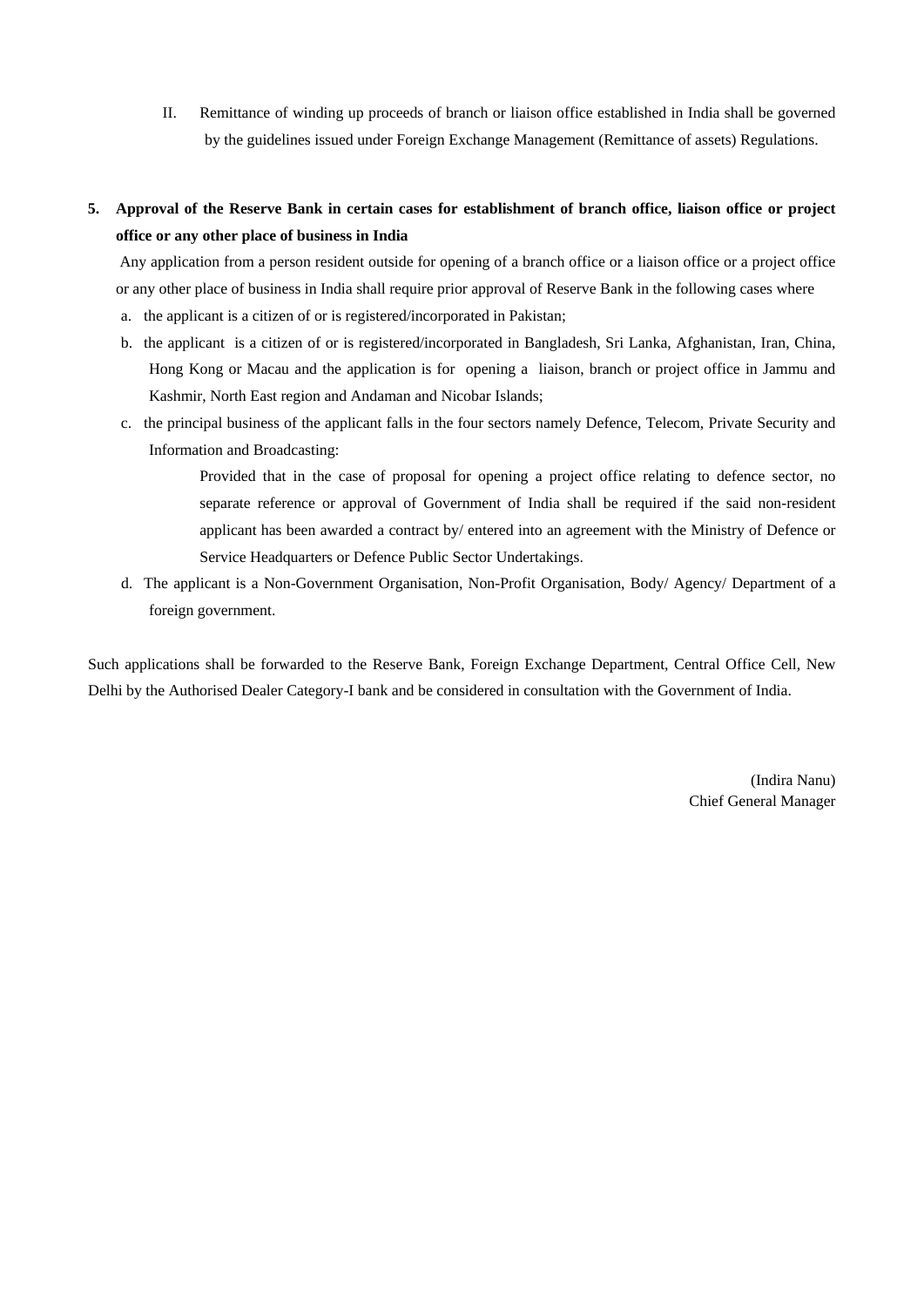II. Remittance of winding up proceeds of branch or liaison office established in India shall be governed by the guidelines issued under Foreign Exchange Management (Remittance of assets) Regulations.

**5. Approval of the Reserve Bank in certain cases for establishment of branch office, liaison office or project office or any other place of business in India**

Any application from a person resident outside for opening of a branch office or a liaison office or a project office or any other place of business in India shall require prior approval of Reserve Bank in the following cases where

a. the applicant is a citizen of or is registered/incorporated in Pakistan;

b. the applicant is a citizen of or is registered/incorporated in Bangladesh, Sri Lanka, Afghanistan, Iran, China, Hong Kong or Macau and the application is for opening a liaison, branch or project office in Jammu and Kashmir, North East region and Andaman and Nicobar Islands;

c. the principal business of the applicant falls in the four sectors namely Defence, Telecom, Private Security and Information and Broadcasting:

   Provided that in the case of proposal for opening a project office relating to defence sector, no separate reference or approval of Government of India shall be required if the said non-resident applicant has been awarded a contract by/ entered into an agreement with the Ministry of Defence or Service Headquarters or Defence Public Sector Undertakings.

d. The applicant is a Non-Government Organisation, Non-Profit Organisation, Body/ Agency/ Department of a foreign government.

Such applications shall be forwarded to the Reserve Bank, Foreign Exchange Department, Central Office Cell, New Delhi by the Authorised Dealer Category-I bank and be considered in consultation with the Government of India.

(Indira Nanu)
Chief General Manager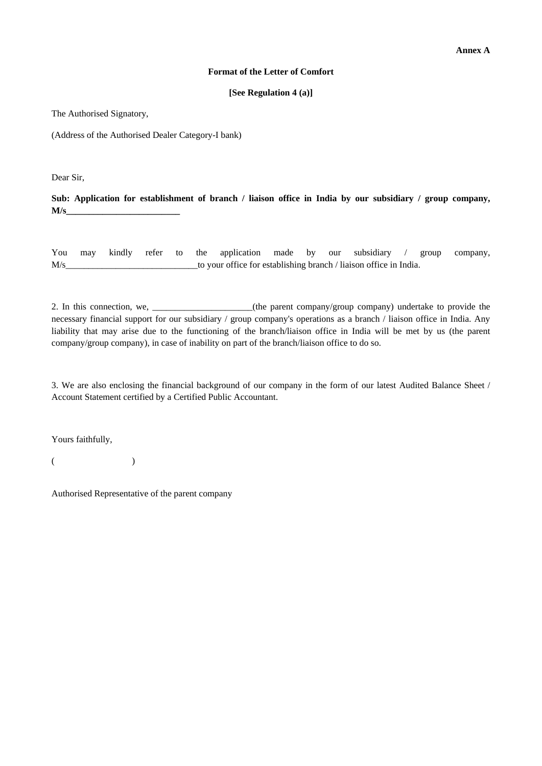**Annex A**

**Format of the Letter of Comfort**

**[See Regulation 4 (a)]**

The Authorised Signatory,

(Address of the Authorised Dealer Category-I bank)

Dear Sir,

**Sub: Application for establishment of branch / liaison office in India by our subsidiary / group company, M/s_________________________**

You may kindly refer to the application made by our subsidiary / group company, M/s_____________________________to your office for establishing branch / liaison office in India.

2. In this connection, we, ______________________(the parent company/group company) undertake to provide the necessary financial support for our subsidiary / group company's operations as a branch / liaison office in India. Any liability that may arise due to the functioning of the branch/liaison office in India will be met by us (the parent company/group company), in case of inability on part of the branch/liaison office to do so.

3. We are also enclosing the financial background of our company in the form of our latest Audited Balance Sheet / Account Statement certified by a Certified Public Accountant.

Yours faithfully,

( )

Authorised Representative of the parent company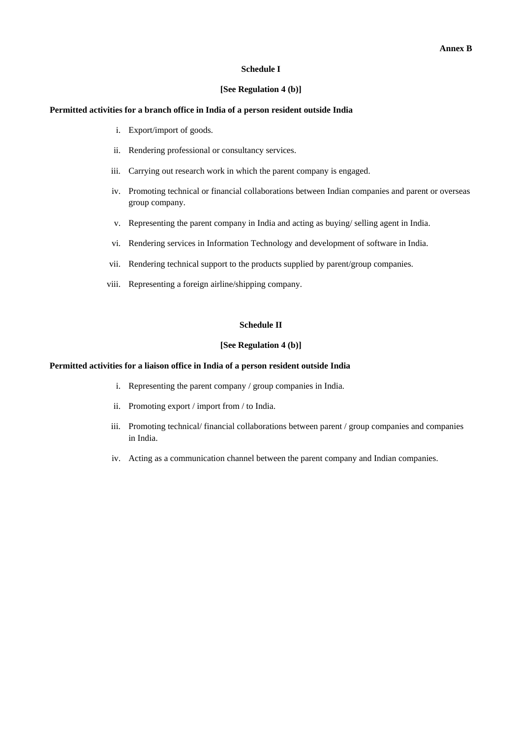**Annex B**

**Schedule I**

**[See Regulation 4 (b)]**

**Permitted activities for a branch office in India of a person resident outside India**

i. Export/import of goods.

ii. Rendering professional or consultancy services.

iii. Carrying out research work in which the parent company is engaged.

iv. Promoting technical or financial collaborations between Indian companies and parent or overseas group company.

v. Representing the parent company in India and acting as buying/ selling agent in India.

vi. Rendering services in Information Technology and development of software in India.

vii. Rendering technical support to the products supplied by parent/group companies.

viii. Representing a foreign airline/shipping company.

**Schedule II**

**[See Regulation 4 (b)]**

**Permitted activities for a liaison office in India of a person resident outside India**

i. Representing the parent company / group companies in India.

ii. Promoting export / import from / to India.

iii. Promoting technical/ financial collaborations between parent / group companies and companies in India.

iv. Acting as a communication channel between the parent company and Indian companies.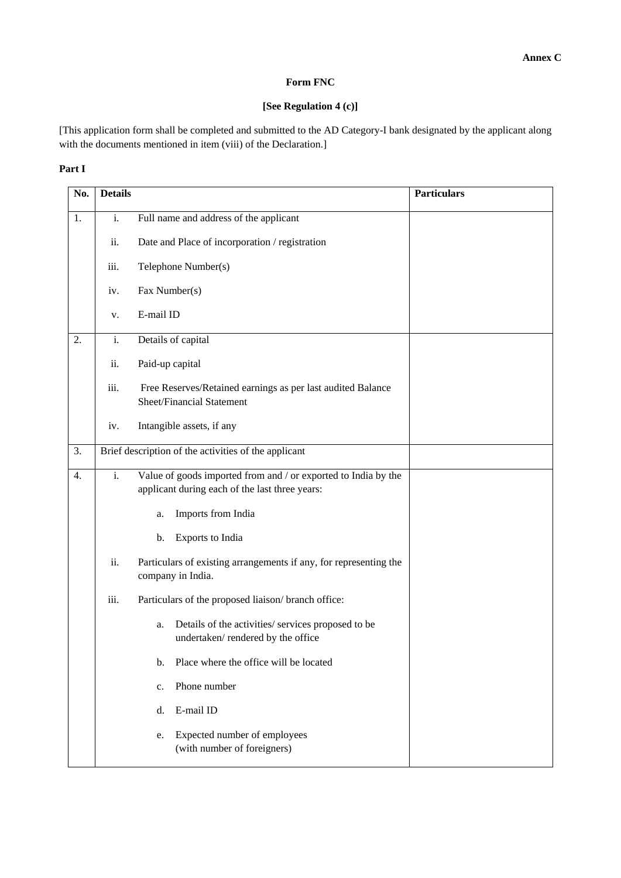**Annex C**

**Form FNC**

**[See Regulation 4 (c)]**

[This application form shall be completed and submitted to the AD Category-I bank designated by the applicant along with the documents mentioned in item (viii) of the Declaration.]

**Part I**

| No. | Details | Particulars |
|---|---|---|
| 1. | i. Full name and address of the applicant<br>ii. Date and Place of incorporation / registration<br>iii. Telephone Number(s)<br>iv. Fax Number(s)<br>v. E-mail ID | |
| 2. | i. Details of capital<br>ii. Paid-up capital<br>iii. Free Reserves/Retained earnings as per last audited Balance Sheet/Financial Statement<br>iv. Intangible assets, if any | |
| 3. | Brief description of the activities of the applicant | |
| 4. | i. Value of goods imported from and / or exported to India by the applicant during each of the last three years:<br>a. Imports from India<br>b. Exports to India<br>ii. Particulars of existing arrangements if any, for representing the company in India.<br>iii. Particulars of the proposed liaison/ branch office:<br>a. Details of the activities/ services proposed to be undertaken/ rendered by the office<br>b. Place where the office will be located<br>c. Phone number<br>d. E-mail ID<br>e. Expected number of employees (with number of foreigners) | |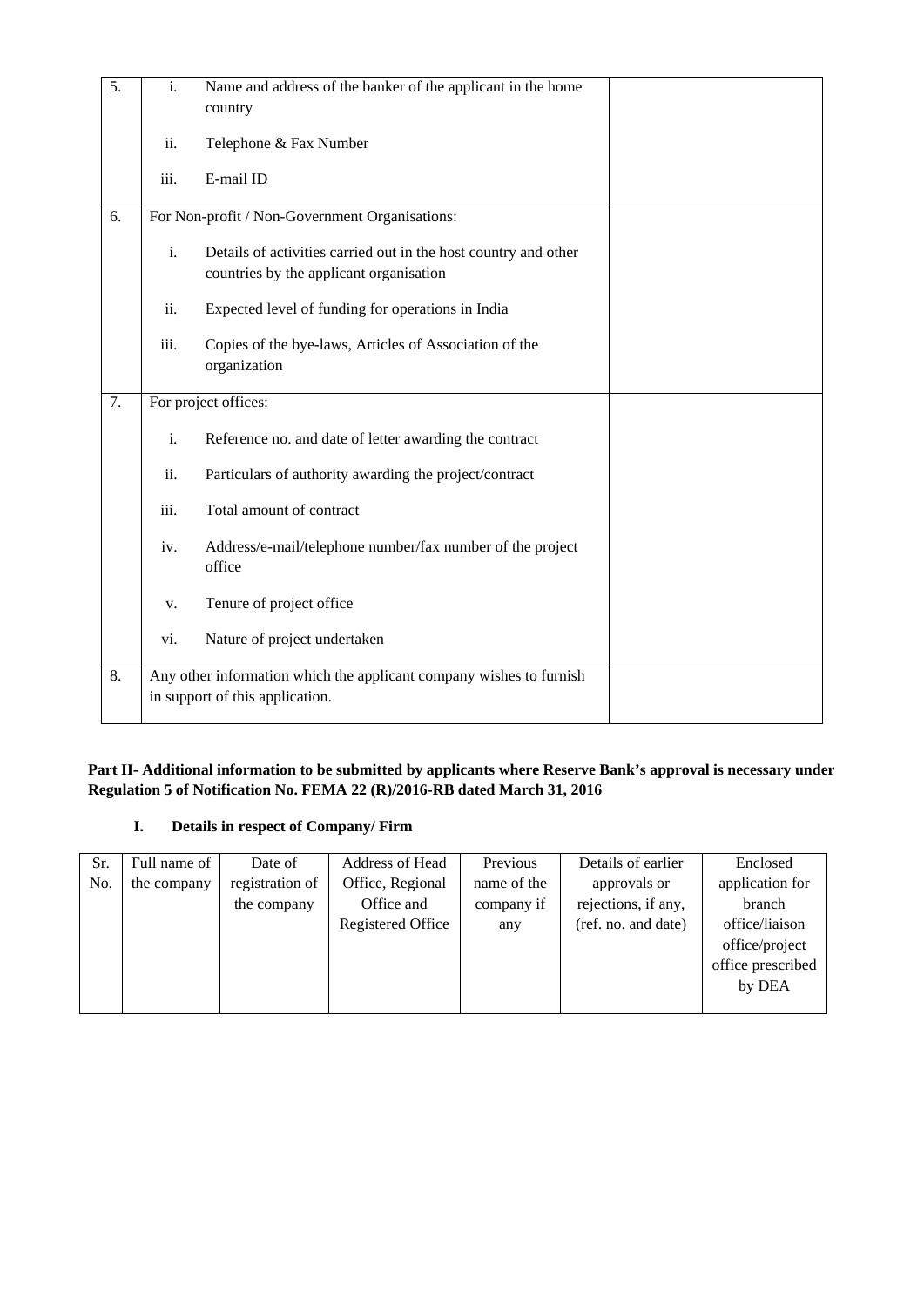| | | | |
|---|---|---|---|
| 5. | i. | Name and address of the banker of the applicant in the home country | |
| | ii. | Telephone & Fax Number | |
| | iii. | E-mail ID | |
| 6. | For Non-profit / Non-Government Organisations: | | |
| | i. | Details of activities carried out in the host country and other countries by the applicant organisation | |
| | ii. | Expected level of funding for operations in India | |
| | iii. | Copies of the bye-laws, Articles of Association of the organization | |
| 7. | For project offices: | | |
| | i. | Reference no. and date of letter awarding the contract | |
| | ii. | Particulars of authority awarding the project/contract | |
| | iii. | Total amount of contract | |
| | iv. | Address/e-mail/telephone number/fax number of the project office | |
| | v. | Tenure of project office | |
| | vi. | Nature of project undertaken | |
| 8. | Any other information which the applicant company wishes to furnish in support of this application. | | |

**Part II- Additional information to be submitted by applicants where Reserve Bank's approval is necessary under Regulation 5 of Notification No. FEMA 22 (R)/2016-RB dated March 31, 2016**

**I. Details in respect of Company/ Firm**

| Sr. No. | Full name of the company | Date of registration of the company | Address of Head Office, Regional Office and Registered Office | Previous name of the company if any | Details of earlier approvals or rejections, if any, (ref. no. and date) | Enclosed application for branch office/liaison office/project office prescribed by DEA |
|---|---|---|---|---|---|---|
| | | | | | | |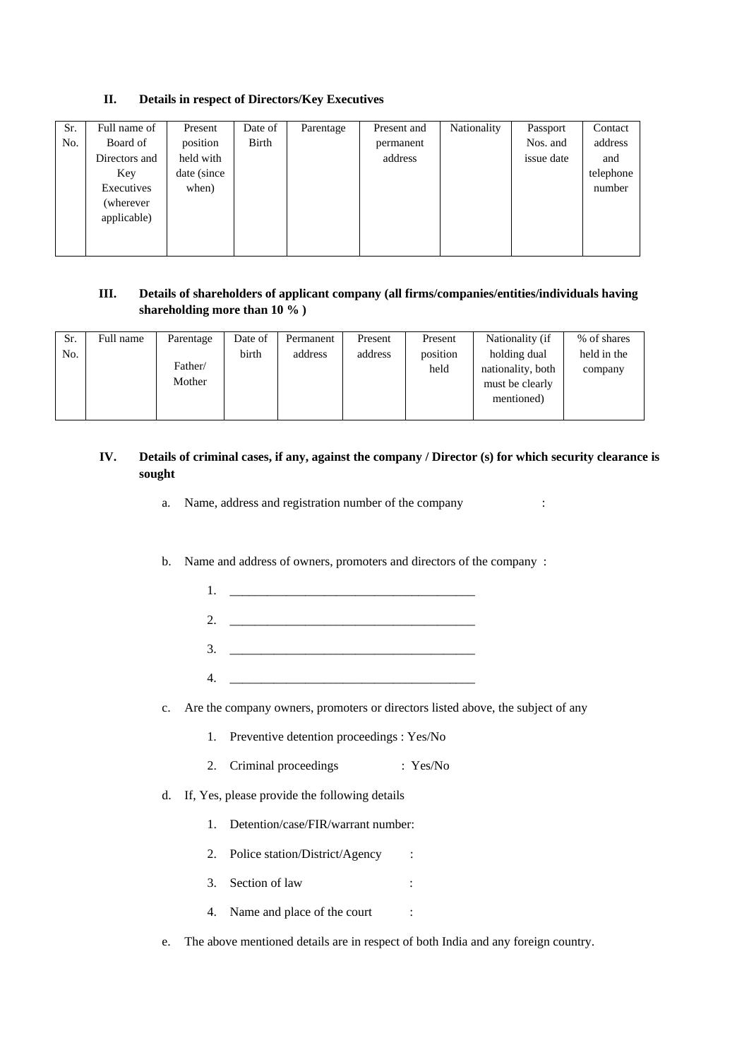## II. Details in respect of Directors/Key Executives

| Sr. No. | Full name of Board of Directors and Key Executives (wherever applicable) | Present position held with date (since when) | Date of Birth | Parentage | Present and permanent address | Nationality | Passport Nos. and issue date | Contact address and telephone number |
|---|---|---|---|---|---|---|---|---|
| | | | | | | | | |

## III. Details of shareholders of applicant company (all firms/companies/entities/individuals having shareholding more than 10 % )

| Sr. No. | Full name | Parentage Father/ Mother | Date of birth | Permanent address | Present address | Present position held | Nationality (if holding dual nationality, both must be clearly mentioned) | % of shares held in the company |
|---|---|---|---|---|---|---|---|---|
| | | | | | | | | |

## IV. Details of criminal cases, if any, against the company / Director (s) for which security clearance is sought

a. Name, address and registration number of the company :

b. Name and address of owners, promoters and directors of the company :

1. ________________________________________
2. ________________________________________
3. ________________________________________
4. ________________________________________

c. Are the company owners, promoters or directors listed above, the subject of any

1. Preventive detention proceedings : Yes/No
2. Criminal proceedings : Yes/No

d. If, Yes, please provide the following details

1. Detention/case/FIR/warrant number:
2. Police station/District/Agency :
3. Section of law :
4. Name and place of the court :

e. The above mentioned details are in respect of both India and any foreign country.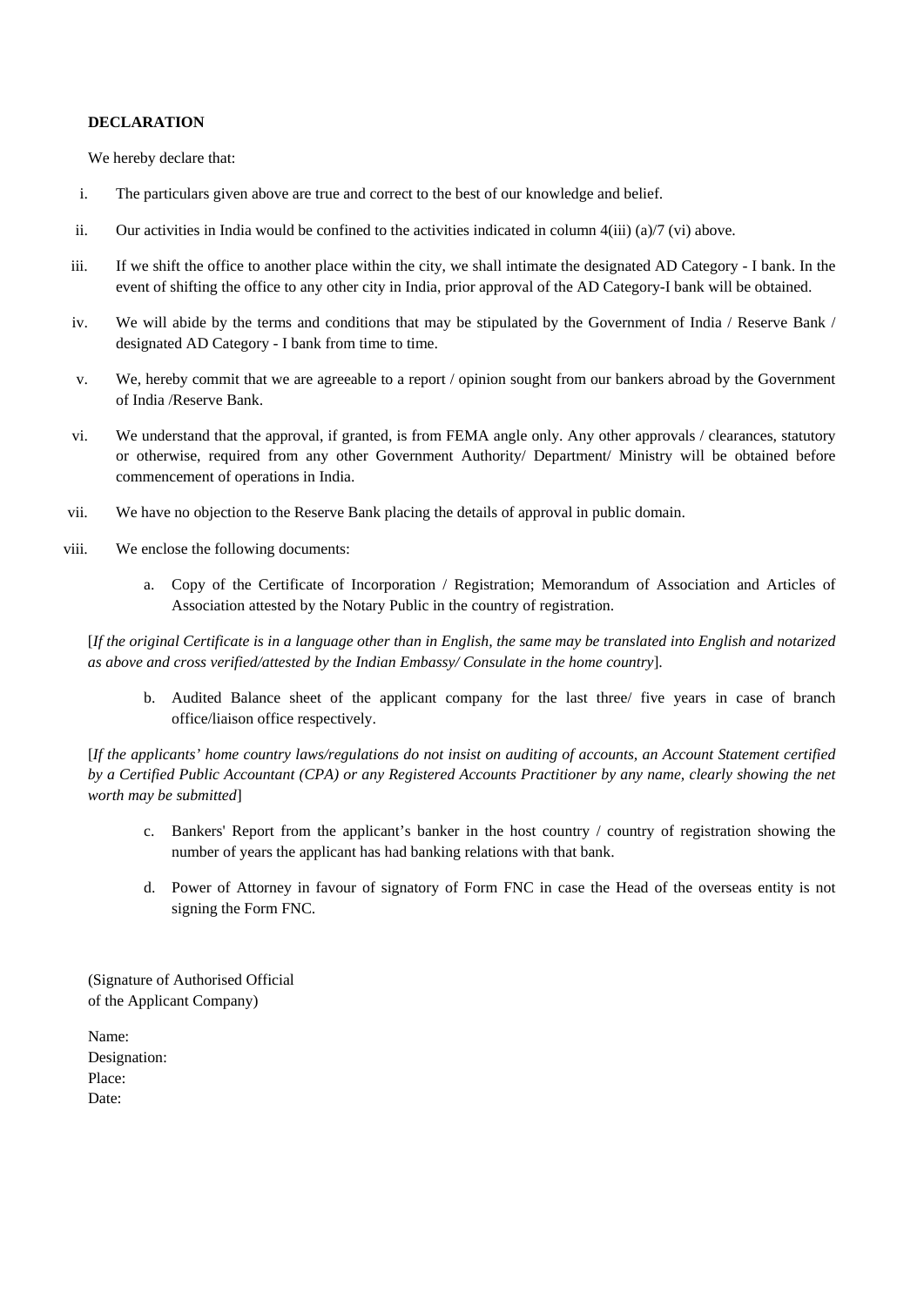**DECLARATION**

We hereby declare that:

i. The particulars given above are true and correct to the best of our knowledge and belief.

ii. Our activities in India would be confined to the activities indicated in column 4(iii) (a)/7 (vi) above.

iii. If we shift the office to another place within the city, we shall intimate the designated AD Category - I bank. In the event of shifting the office to any other city in India, prior approval of the AD Category-I bank will be obtained.

iv. We will abide by the terms and conditions that may be stipulated by the Government of India / Reserve Bank / designated AD Category - I bank from time to time.

v. We, hereby commit that we are agreeable to a report / opinion sought from our bankers abroad by the Government of India /Reserve Bank.

vi. We understand that the approval, if granted, is from FEMA angle only. Any other approvals / clearances, statutory or otherwise, required from any other Government Authority/ Department/ Ministry will be obtained before commencement of operations in India.

vii. We have no objection to the Reserve Bank placing the details of approval in public domain.

viii. We enclose the following documents:

   a. Copy of the Certificate of Incorporation / Registration; Memorandum of Association and Articles of Association attested by the Notary Public in the country of registration.

[*If the original Certificate is in a language other than in English, the same may be translated into English and notarized as above and cross verified/attested by the Indian Embassy/ Consulate in the home country*].

   b. Audited Balance sheet of the applicant company for the last three/ five years in case of branch office/liaison office respectively.

[*If the applicants' home country laws/regulations do not insist on auditing of accounts, an Account Statement certified by a Certified Public Accountant (CPA) or any Registered Accounts Practitioner by any name, clearly showing the net worth may be submitted*]

   c. Bankers' Report from the applicant's banker in the host country / country of registration showing the number of years the applicant has had banking relations with that bank.

   d. Power of Attorney in favour of signatory of Form FNC in case the Head of the overseas entity is not signing the Form FNC.

(Signature of Authorised Official
of the Applicant Company)

Name:
Designation:
Place:
Date: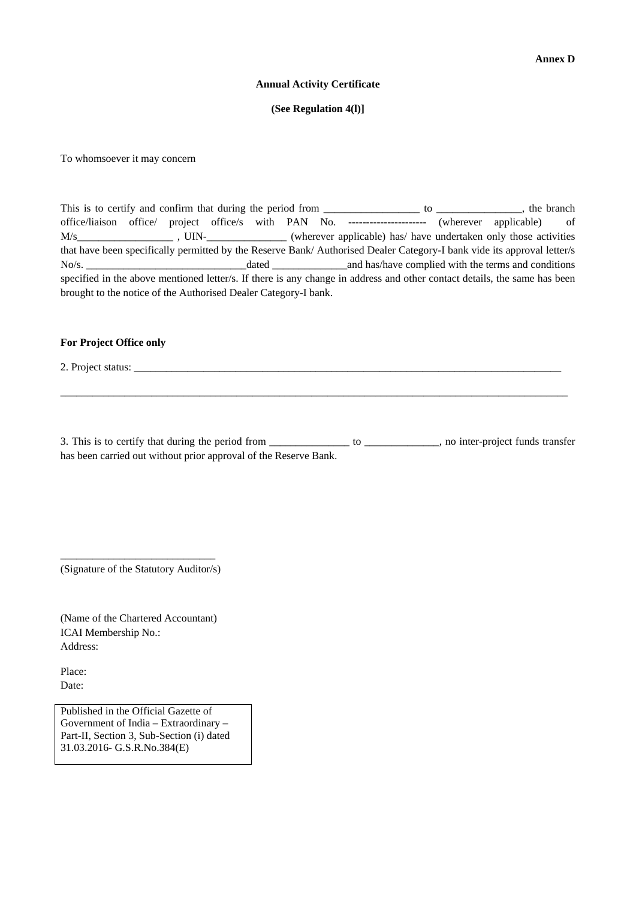**Annex D**

**Annual Activity Certificate**

**(See Regulation 4(l)]**

To whomsoever it may concern

This is to certify and confirm that during the period from __________________ to ________________, the branch office/liaison office/ project office/s with PAN No. ---------------------- (wherever applicable) of M/s__________________ , UIN-_______________ (wherever applicable) has/ have undertaken only those activities that have been specifically permitted by the Reserve Bank/ Authorised Dealer Category-I bank vide its approval letter/s No/s. ______________________________dated ______________and has/have complied with the terms and conditions specified in the above mentioned letter/s. If there is any change in address and other contact details, the same has been brought to the notice of the Authorised Dealer Category-I bank.

**For Project Office only**

2. Project status: ____________________________________________________________________________________

____________________________________________________________________________________________________

3. This is to certify that during the period from _______________ to ______________, no inter-project funds transfer has been carried out without prior approval of the Reserve Bank.

_____________________________
(Signature of the Statutory Auditor/s)

(Name of the Chartered Accountant)
ICAI Membership No.:
Address:

Place:
Date:

Published in the Official Gazette of Government of India – Extraordinary – Part-II, Section 3, Sub-Section (i) dated 31.03.2016- G.S.R.No.384(E)